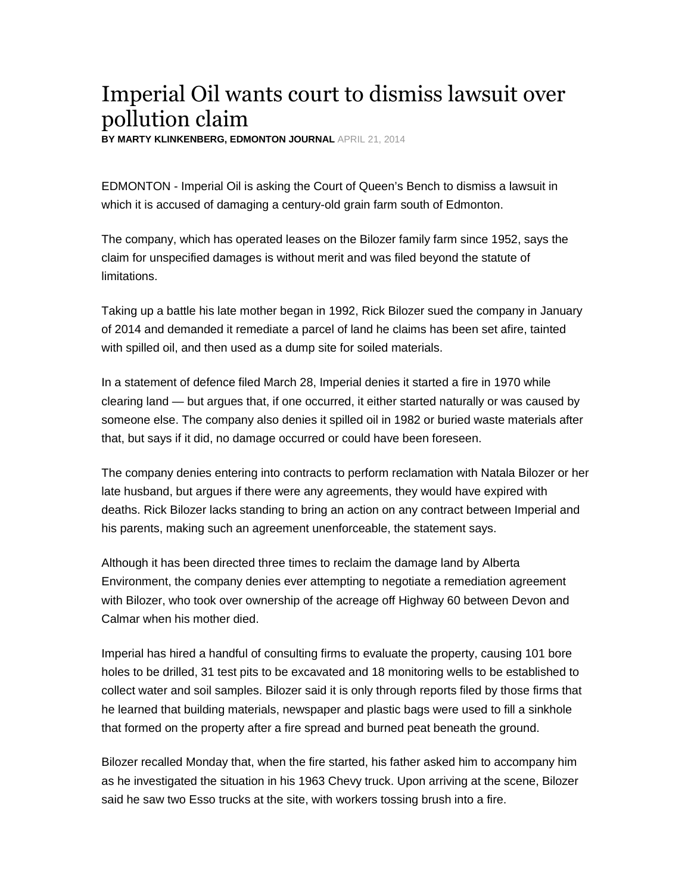# Imperial Oil wants court to dismiss lawsuit over pollution claim

**BY MARTY KLINKENBERG, EDMONTON JOURNAL** APRIL 21, 2014

EDMONTON - Imperial Oil is asking the Court of Queen's Bench to dismiss a lawsuit in which it is accused of damaging a century-old grain farm south of Edmonton.

The company, which has operated leases on the Bilozer family farm since 1952, says the claim for unspecified damages is without merit and was filed beyond the statute of limitations.

Taking up a battle his late mother began in 1992, Rick Bilozer sued the company in January of 2014 and demanded it remediate a parcel of land he claims has been set afire, tainted with spilled oil, and then used as a dump site for soiled materials.

In a statement of defence filed March 28, Imperial denies it started a fire in 1970 while clearing land — but argues that, if one occurred, it either started naturally or was caused by someone else. The company also denies it spilled oil in 1982 or buried waste materials after that, but says if it did, no damage occurred or could have been foreseen.

The company denies entering into contracts to perform reclamation with Natala Bilozer or her late husband, but argues if there were any agreements, they would have expired with deaths. Rick Bilozer lacks standing to bring an action on any contract between Imperial and his parents, making such an agreement unenforceable, the statement says.

Although it has been directed three times to reclaim the damage land by Alberta Environment, the company denies ever attempting to negotiate a remediation agreement with Bilozer, who took over ownership of the acreage off Highway 60 between Devon and Calmar when his mother died.

Imperial has hired a handful of consulting firms to evaluate the property, causing 101 bore holes to be drilled, 31 test pits to be excavated and 18 monitoring wells to be established to collect water and soil samples. Bilozer said it is only through reports filed by those firms that he learned that building materials, newspaper and plastic bags were used to fill a sinkhole that formed on the property after a fire spread and burned peat beneath the ground.

Bilozer recalled Monday that, when the fire started, his father asked him to accompany him as he investigated the situation in his 1963 Chevy truck. Upon arriving at the scene, Bilozer said he saw two Esso trucks at the site, with workers tossing brush into a fire.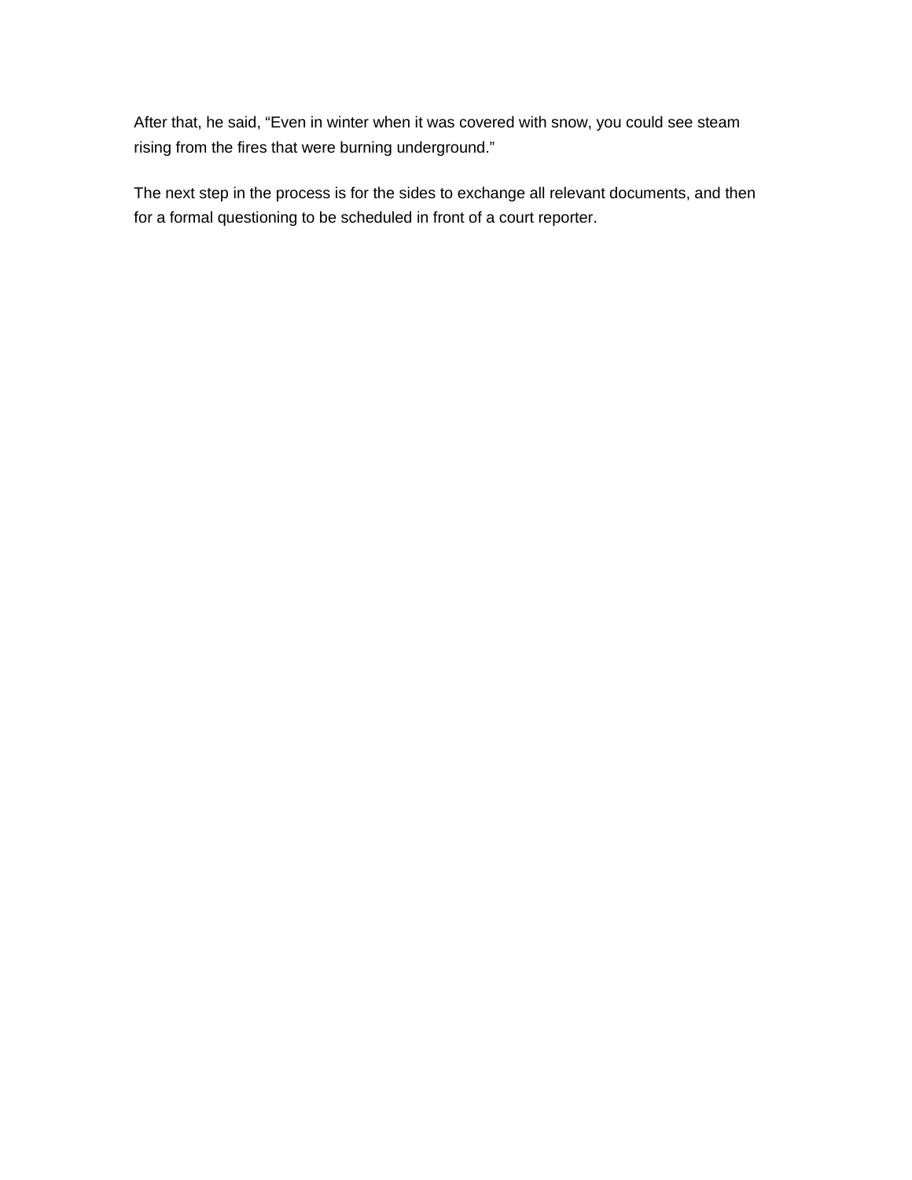After that, he said, “Even in winter when it was covered with snow, you could see steam rising from the fires that were burning underground.”

The next step in the process is for the sides to exchange all relevant documents, and then for a formal questioning to be scheduled in front of a court reporter.